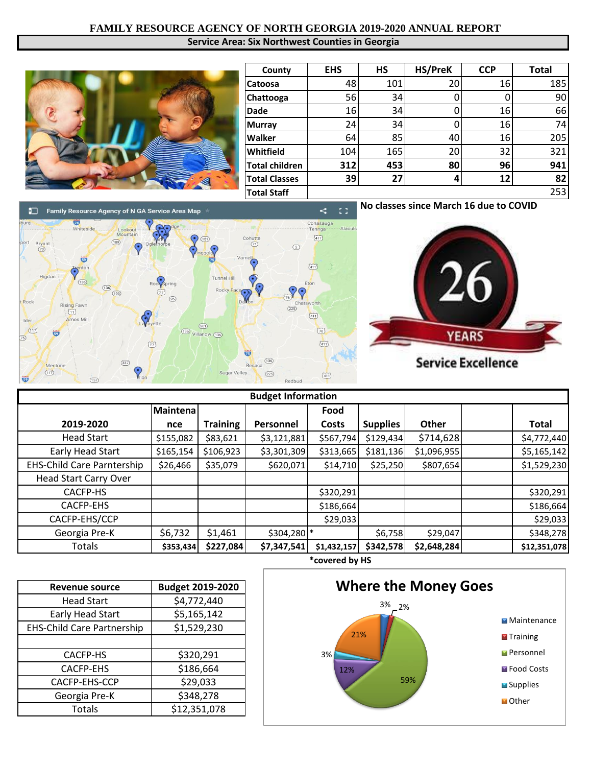# FAMILY RESOURCE AGENCY OF NORTH GEORGIA 2019-2020 ANNUAL REPORT

## Service Area: Six Northwest Counties in Georgia

| County | EHS | HS | HS/PreK | CCP | Total |
|---|---|---|---|---|---|
| Catoosa | 48 | 101 | 20 | 16 | 185 |
| Chattooga | 56 | 34 | 0 | 0 | 90 |
| Dade | 16 | 34 | 0 | 16 | 66 |
| Murray | 24 | 34 | 0 | 16 | 74 |
| Walker | 64 | 85 | 40 | 16 | 205 |
| Whitfield | 104 | 165 | 20 | 32 | 321 |
| **Total children** | **312** | **453** | **80** | **96** | **941** |
| **Total Classes** | **39** | **27** | **4** | **12** | **82** |
| **Total Staff** | | | | | 253 |

**No classes since March 16 due to COVID**

Family Resource Agency of N GA Service Area Map

26 YEARS Service Excellence

## Budget Information

| 2019-2020 | Maintenance | Training | Personnel | Food Costs | Supplies | Other | | Total |
|---|---|---|---|---|---|---|---|---|
| Head Start | $155,082 | $83,621 | $3,121,881 | $567,794 | $129,434 | $714,628 | | $4,772,440 |
| Early Head Start | $165,154 | $106,923 | $3,301,309 | $313,665 | $181,136 | $1,096,955 | | $5,165,142 |
| EHS-Child Care Parntership | $26,466 | $35,079 | $620,071 | $14,710 | $25,250 | $807,654 | | $1,529,230 |
| Head Start Carry Over | | | | | | | | |
| CACFP-HS | | | | $320,291 | | | | $320,291 |
| CACFP-EHS | | | | $186,664 | | | | $186,664 |
| CACFP-EHS/CCP | | | | $29,033 | | | | $29,033 |
| Georgia Pre-K | $6,732 | $1,461 | $304,280 | * | $6,758 | $29,047 | | $348,278 |
| Totals | **$353,434** | **$227,084** | **$7,347,541** | **$1,432,157** | **$342,578** | **$2,648,284** | | **$12,351,078** |

*covered by HS

| Revenue source | Budget 2019-2020 |
|---|---|
| Head Start | $4,772,440 |
| Early Head Start | $5,165,142 |
| EHS-Child Care Partnership | $1,529,230 |
| | |
| CACFP-HS | $320,291 |
| CACFP-EHS | $186,664 |
| CACFP-EHS-CCP | $29,033 |
| Georgia Pre-K | $348,278 |
| Totals | $12,351,078 |

### Where the Money Goes

| Category | Percentage |
|---|---|
| Maintenance | 3% |
| Training | 2% |
| Personnel | 59% |
| Food Costs | 12% |
| Supplies | 3% |
| Other | 21% |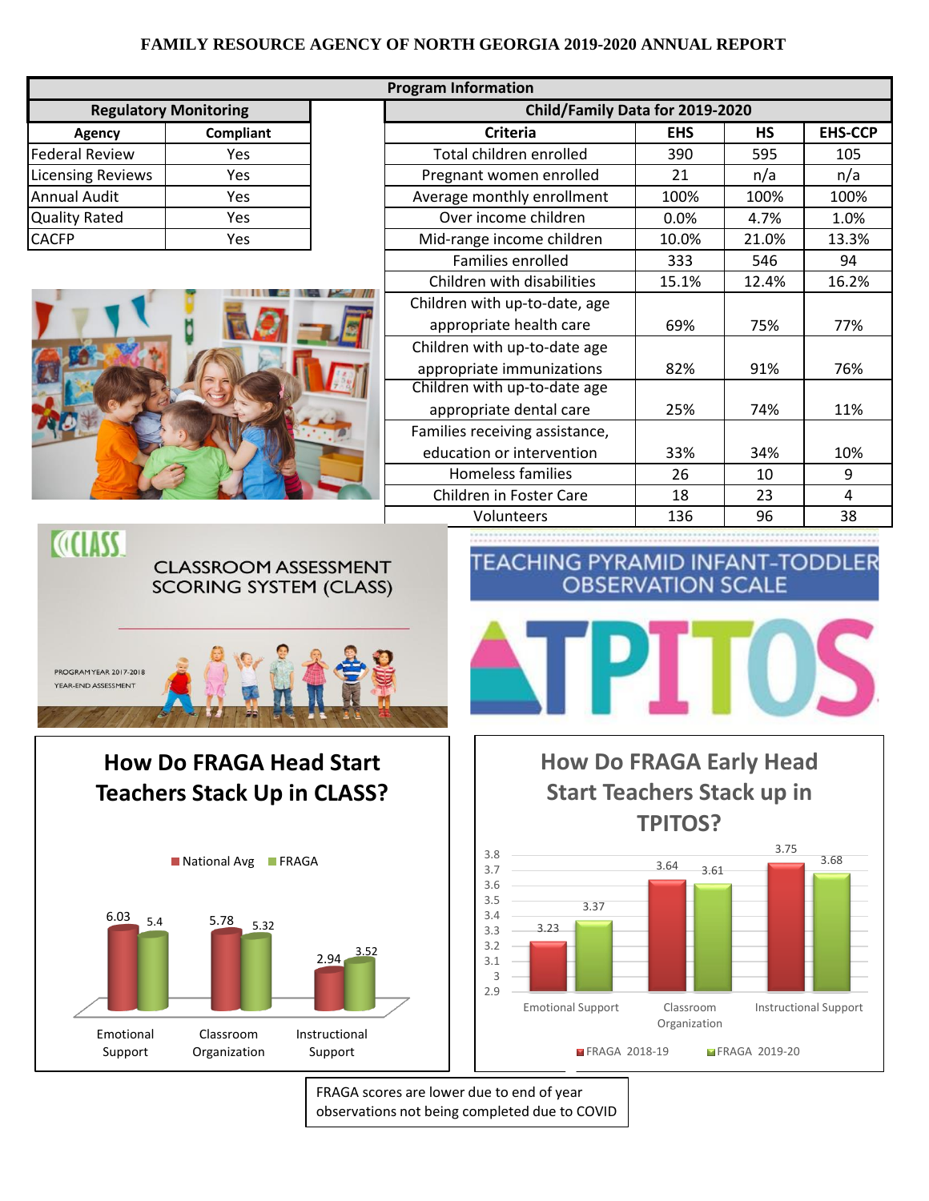# FAMILY RESOURCE AGENCY OF NORTH GEORGIA 2019-2020 ANNUAL REPORT

## Program Information

### Regulatory Monitoring

| Agency | Compliant |
|---|---|
| Federal Review | Yes |
| Licensing Reviews | Yes |
| Annual Audit | Yes |
| Quality Rated | Yes |
| CACFP | Yes |

### Child/Family Data for 2019-2020

| Criteria | EHS | HS | EHS-CCP |
|---|---|---|---|
| Total children enrolled | 390 | 595 | 105 |
| Pregnant women enrolled | 21 | n/a | n/a |
| Average monthly enrollment | 100% | 100% | 100% |
| Over income children | 0.0% | 4.7% | 1.0% |
| Mid-range income children | 10.0% | 21.0% | 13.3% |
| Families enrolled | 333 | 546 | 94 |
| Children with disabilities | 15.1% | 12.4% | 16.2% |
| Children with up-to-date, age appropriate health care | 69% | 75% | 77% |
| Children with up-to-date age appropriate immunizations | 82% | 91% | 76% |
| Children with up-to-date age appropriate dental care | 25% | 74% | 11% |
| Families receiving assistance, education or intervention | 33% | 34% | 10% |
| Homeless families | 26 | 10 | 9 |
| Children in Foster Care | 18 | 23 | 4 |
| Volunteers | 136 | 96 | 38 |

CLASS — CLASSROOM ASSESSMENT SCORING SYSTEM (CLASS)

PROGRAM YEAR 2017-2018 YEAR-END ASSESSMENT

TEACHING PYRAMID INFANT-TODDLER OBSERVATION SCALE — TPITOS

### How Do FRAGA Head Start Teachers Stack Up in CLASS?

| | National Avg | FRAGA |
|---|---|---|
| Emotional Support | 6.03 | 5.4 |
| Classroom Organization | 5.78 | 5.32 |
| Instructional Support | 2.94 | 3.52 |

### How Do FRAGA Early Head Start Teachers Stack up in TPITOS?

| | FRAGA 2018-19 | FRAGA 2019-20 |
|---|---|---|
| Emotional Support | 3.23 | 3.37 |
| Classroom Organization | 3.64 | 3.61 |
| Instructional Support | 3.75 | 3.68 |

FRAGA scores are lower due to end of year observations not being completed due to COVID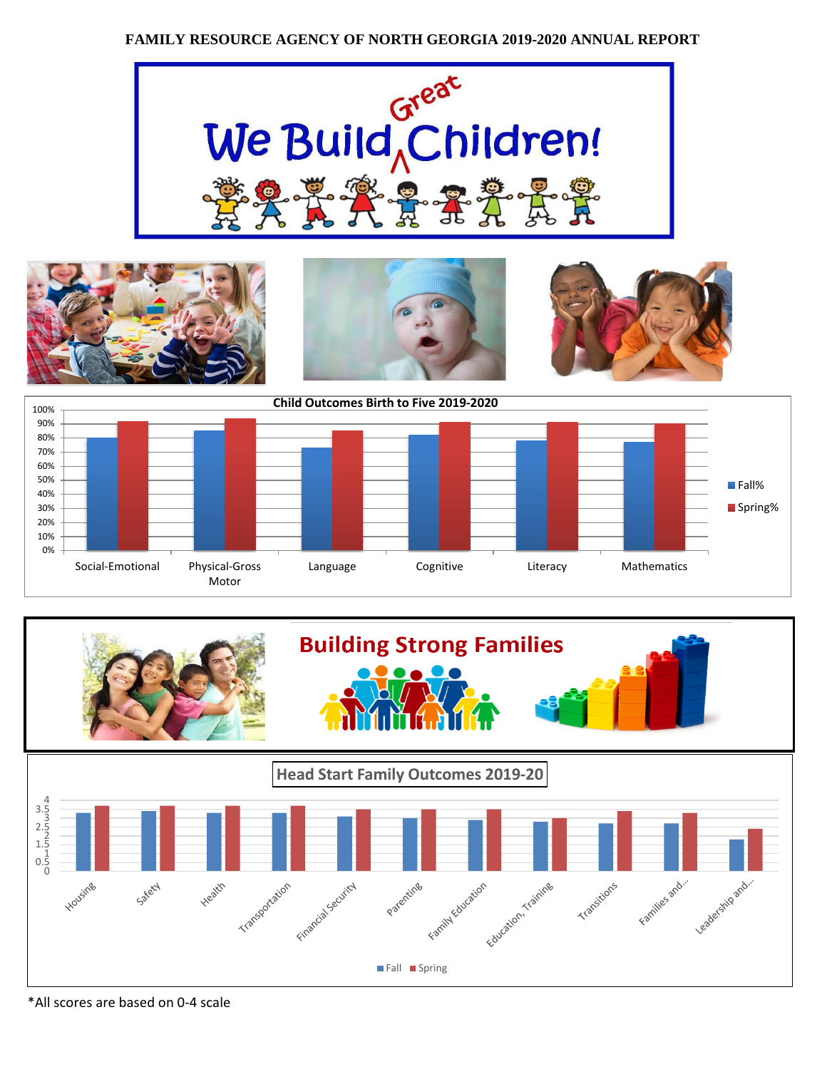# FAMILY RESOURCE AGENCY OF NORTH GEORGIA 2019-2020 ANNUAL REPORT

We Build Great Children!

**Child Outcomes Birth to Five 2019-2020**

100%
90%
80%
70%
60%
50%
40%
30%
20%
10%
0%

Social-Emotional
Physical-Gross Motor
Language
Cognitive
Literacy
Mathematics

Fall%
Spring%

## Building Strong Families

**Head Start Family Outcomes 2019-20**

4
3.5
3
2.5
2
1.5
1
0.5
0

Housing
Safety
Health
Transportation
Financial Security
Parenting
Family Education
Education, Training
Transitions
Families and...
Leadership and...

Fall
Spring

*All scores are based on 0-4 scale